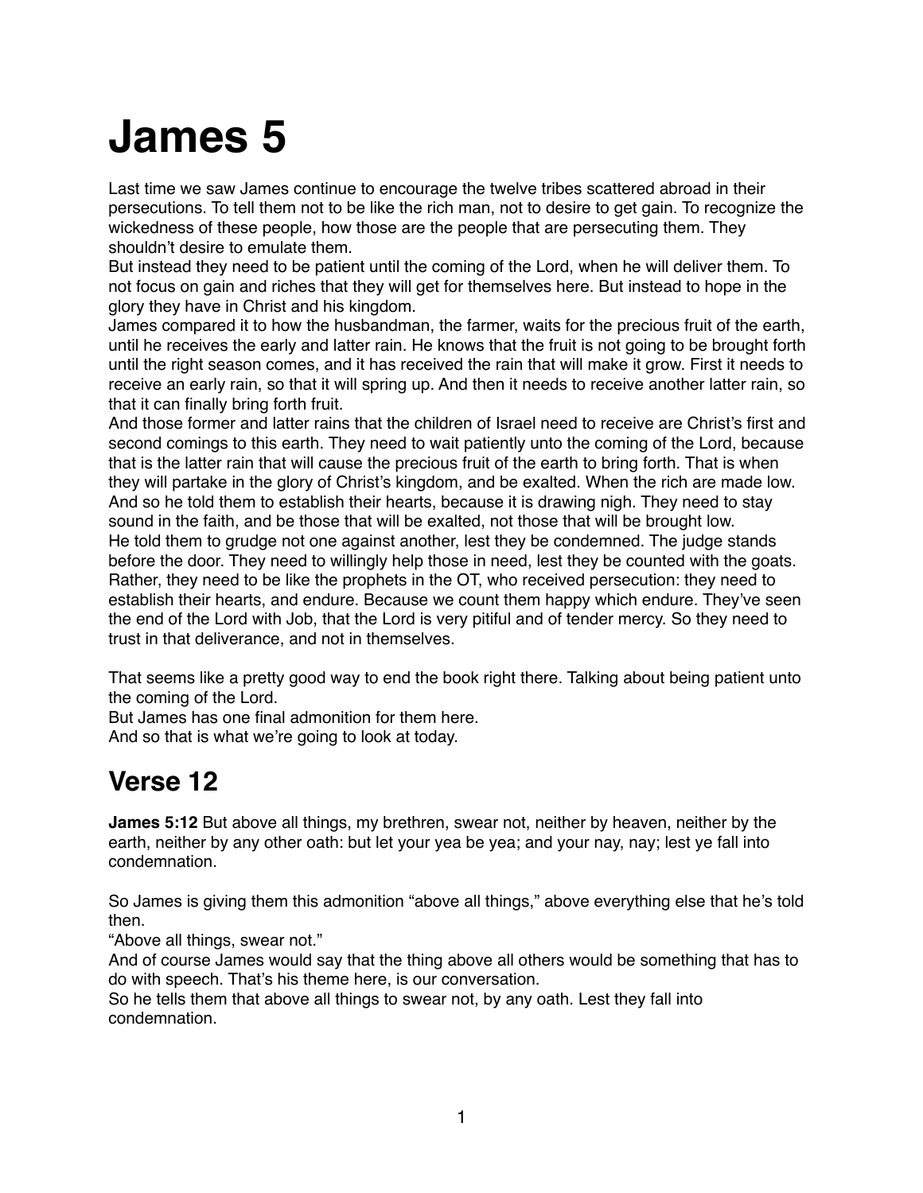# James 5

Last time we saw James continue to encourage the twelve tribes scattered abroad in their persecutions. To tell them not to be like the rich man, not to desire to get gain. To recognize the wickedness of these people, how those are the people that are persecuting them. They shouldn't desire to emulate them.
But instead they need to be patient until the coming of the Lord, when he will deliver them. To not focus on gain and riches that they will get for themselves here. But instead to hope in the glory they have in Christ and his kingdom.
James compared it to how the husbandman, the farmer, waits for the precious fruit of the earth, until he receives the early and latter rain. He knows that the fruit is not going to be brought forth until the right season comes, and it has received the rain that will make it grow. First it needs to receive an early rain, so that it will spring up. And then it needs to receive another latter rain, so that it can finally bring forth fruit.
And those former and latter rains that the children of Israel need to receive are Christ's first and second comings to this earth. They need to wait patiently unto the coming of the Lord, because that is the latter rain that will cause the precious fruit of the earth to bring forth. That is when they will partake in the glory of Christ's kingdom, and be exalted. When the rich are made low.
And so he told them to establish their hearts, because it is drawing nigh. They need to stay sound in the faith, and be those that will be exalted, not those that will be brought low.
He told them to grudge not one against another, lest they be condemned. The judge stands before the door. They need to willingly help those in need, lest they be counted with the goats.
Rather, they need to be like the prophets in the OT, who received persecution: they need to establish their hearts, and endure. Because we count them happy which endure. They've seen the end of the Lord with Job, that the Lord is very pitiful and of tender mercy. So they need to trust in that deliverance, and not in themselves.

That seems like a pretty good way to end the book right there. Talking about being patient unto the coming of the Lord.
But James has one final admonition for them here.
And so that is what we're going to look at today.

## Verse 12

**James 5:12** But above all things, my brethren, swear not, neither by heaven, neither by the earth, neither by any other oath: but let your yea be yea; and your nay, nay; lest ye fall into condemnation.

So James is giving them this admonition "above all things," above everything else that he's told then.
"Above all things, swear not."
And of course James would say that the thing above all others would be something that has to do with speech. That's his theme here, is our conversation.
So he tells them that above all things to swear not, by any oath. Lest they fall into condemnation.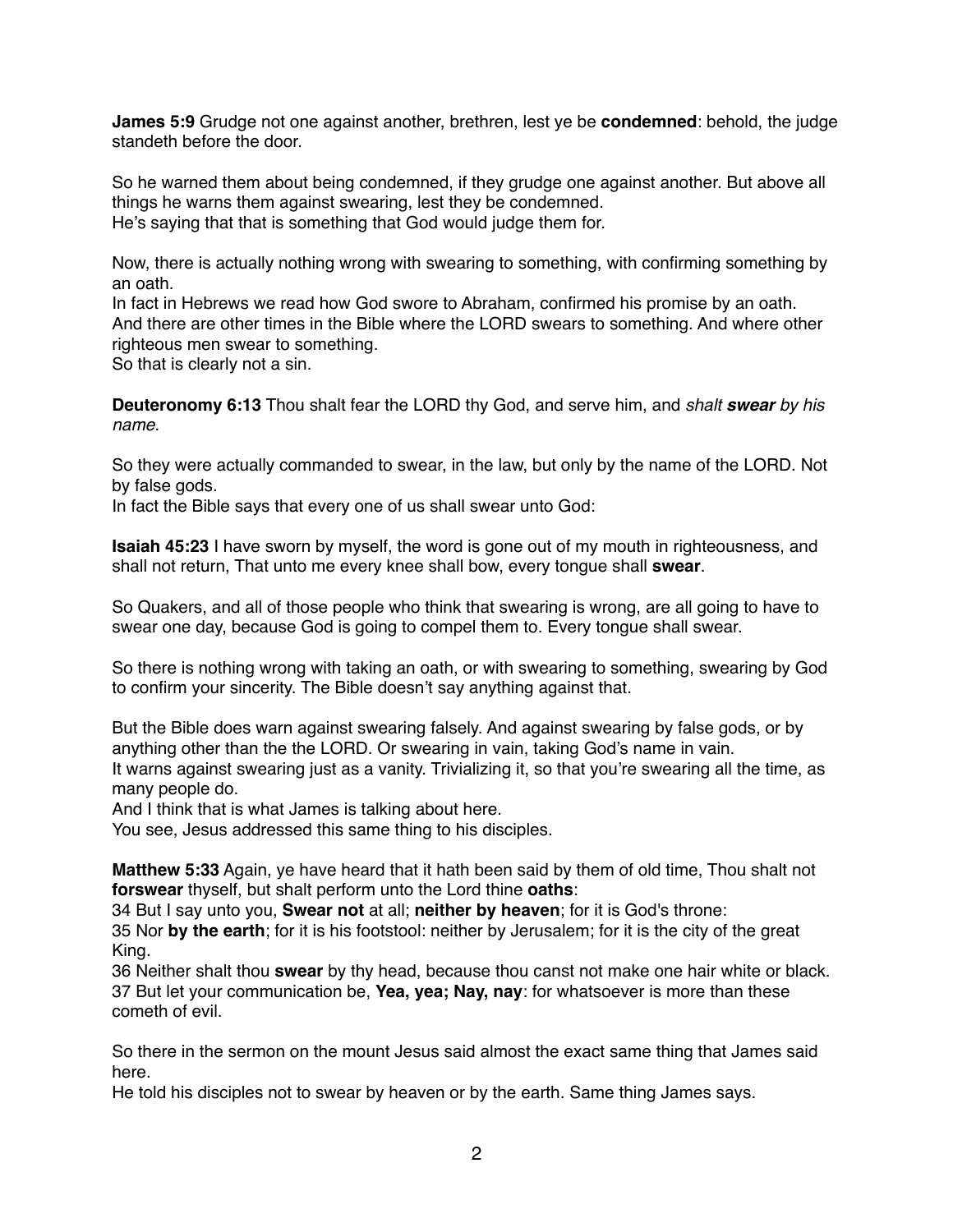**James 5:9** Grudge not one against another, brethren, lest ye be **condemned**: behold, the judge standeth before the door.

So he warned them about being condemned, if they grudge one against another. But above all things he warns them against swearing, lest they be condemned.
He's saying that that is something that God would judge them for.

Now, there is actually nothing wrong with swearing to something, with confirming something by an oath.
In fact in Hebrews we read how God swore to Abraham, confirmed his promise by an oath.
And there are other times in the Bible where the LORD swears to something. And where other righteous men swear to something.
So that is clearly not a sin.

**Deuteronomy 6:13** Thou shalt fear the LORD thy God, and serve him, and *shalt **swear** by his name.*

So they were actually commanded to swear, in the law, but only by the name of the LORD. Not by false gods.
In fact the Bible says that every one of us shall swear unto God:

**Isaiah 45:23** I have sworn by myself, the word is gone out of my mouth in righteousness, and shall not return, That unto me every knee shall bow, every tongue shall **swear**.

So Quakers, and all of those people who think that swearing is wrong, are all going to have to swear one day, because God is going to compel them to. Every tongue shall swear.

So there is nothing wrong with taking an oath, or with swearing to something, swearing by God to confirm your sincerity. The Bible doesn't say anything against that.

But the Bible does warn against swearing falsely. And against swearing by false gods, or by anything other than the the LORD. Or swearing in vain, taking God's name in vain.
It warns against swearing just as a vanity. Trivializing it, so that you're swearing all the time, as many people do.
And I think that is what James is talking about here.
You see, Jesus addressed this same thing to his disciples.

**Matthew 5:33** Again, ye have heard that it hath been said by them of old time, Thou shalt not **forswear** thyself, but shalt perform unto the Lord thine **oaths**:
34 But I say unto you, **Swear not** at all; **neither by heaven**; for it is God's throne:
35 Nor **by the earth**; for it is his footstool: neither by Jerusalem; for it is the city of the great King.
36 Neither shalt thou **swear** by thy head, because thou canst not make one hair white or black.
37 But let your communication be, **Yea, yea; Nay, nay**: for whatsoever is more than these cometh of evil.

So there in the sermon on the mount Jesus said almost the exact same thing that James said here.
He told his disciples not to swear by heaven or by the earth. Same thing James says.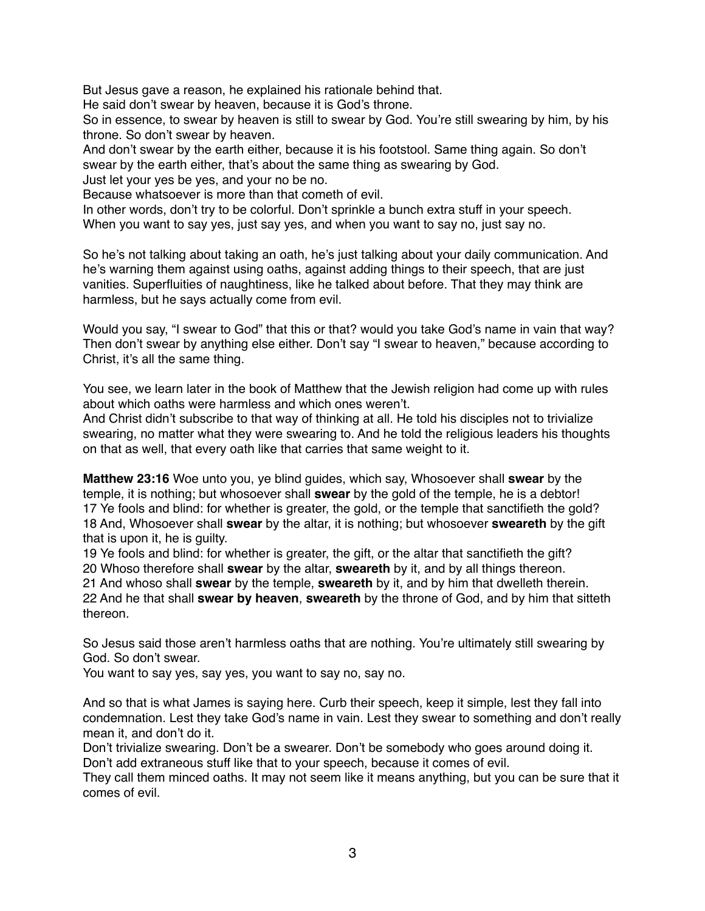But Jesus gave a reason, he explained his rationale behind that.
He said don't swear by heaven, because it is God's throne.
So in essence, to swear by heaven is still to swear by God. You're still swearing by him, by his throne. So don't swear by heaven.
And don't swear by the earth either, because it is his footstool. Same thing again. So don't swear by the earth either, that's about the same thing as swearing by God.
Just let your yes be yes, and your no be no.
Because whatsoever is more than that cometh of evil.
In other words, don't try to be colorful. Don't sprinkle a bunch extra stuff in your speech.
When you want to say yes, just say yes, and when you want to say no, just say no.

So he's not talking about taking an oath, he's just talking about your daily communication. And he's warning them against using oaths, against adding things to their speech, that are just vanities. Superfluities of naughtiness, like he talked about before. That they may think are harmless, but he says actually come from evil.

Would you say, "I swear to God" that this or that? would you take God's name in vain that way? Then don't swear by anything else either. Don't say "I swear to heaven," because according to Christ, it's all the same thing.

You see, we learn later in the book of Matthew that the Jewish religion had come up with rules about which oaths were harmless and which ones weren't.
And Christ didn't subscribe to that way of thinking at all. He told his disciples not to trivialize swearing, no matter what they were swearing to. And he told the religious leaders his thoughts on that as well, that every oath like that carries that same weight to it.

**Matthew 23:16** Woe unto you, ye blind guides, which say, Whosoever shall **swear** by the temple, it is nothing; but whosoever shall **swear** by the gold of the temple, he is a debtor!
17 Ye fools and blind: for whether is greater, the gold, or the temple that sanctifieth the gold?
18 And, Whosoever shall **swear** by the altar, it is nothing; but whosoever **sweareth** by the gift that is upon it, he is guilty.
19 Ye fools and blind: for whether is greater, the gift, or the altar that sanctifieth the gift?
20 Whoso therefore shall **swear** by the altar, **sweareth** by it, and by all things thereon.
21 And whoso shall **swear** by the temple, **sweareth** by it, and by him that dwelleth therein.
22 And he that shall **swear by heaven**, **sweareth** by the throne of God, and by him that sitteth thereon.

So Jesus said those aren't harmless oaths that are nothing. You're ultimately still swearing by God. So don't swear.
You want to say yes, say yes, you want to say no, say no.

And so that is what James is saying here. Curb their speech, keep it simple, lest they fall into condemnation. Lest they take God's name in vain. Lest they swear to something and don't really mean it, and don't do it.
Don't trivialize swearing. Don't be a swearer. Don't be somebody who goes around doing it.
Don't add extraneous stuff like that to your speech, because it comes of evil.
They call them minced oaths. It may not seem like it means anything, but you can be sure that it comes of evil.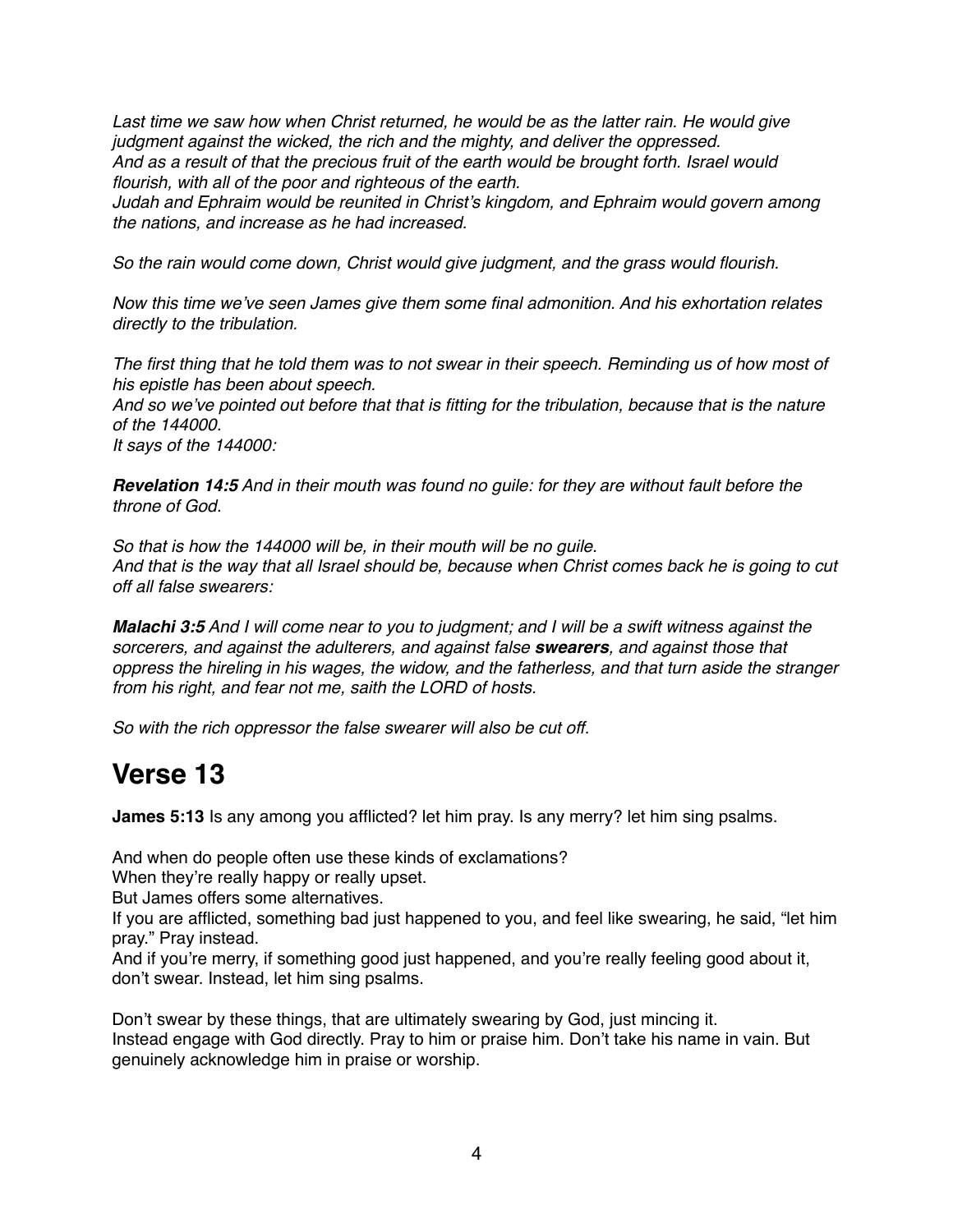*Last time we saw how when Christ returned, he would be as the latter rain. He would give judgment against the wicked, the rich and the mighty, and deliver the oppressed.*
*And as a result of that the precious fruit of the earth would be brought forth. Israel would flourish, with all of the poor and righteous of the earth.*
*Judah and Ephraim would be reunited in Christ's kingdom, and Ephraim would govern among the nations, and increase as he had increased.*

*So the rain would come down, Christ would give judgment, and the grass would flourish.*

*Now this time we've seen James give them some final admonition. And his exhortation relates directly to the tribulation.*

*The first thing that he told them was to not swear in their speech. Reminding us of how most of his epistle has been about speech.*
*And so we've pointed out before that that is fitting for the tribulation, because that is the nature of the 144000.*
*It says of the 144000:*

***Revelation 14:5** And in their mouth was found no guile: for they are without fault before the throne of God.*

*So that is how the 144000 will be, in their mouth will be no guile.*
*And that is the way that all Israel should be, because when Christ comes back he is going to cut off all false swearers:*

***Malachi 3:5** And I will come near to you to judgment; and I will be a swift witness against the sorcerers, and against the adulterers, and against false **swearers**, and against those that oppress the hireling in his wages, the widow, and the fatherless, and that turn aside the stranger from his right, and fear not me, saith the LORD of hosts.*

*So with the rich oppressor the false swearer will also be cut off.*

# Verse 13

**James 5:13** Is any among you afflicted? let him pray. Is any merry? let him sing psalms.

And when do people often use these kinds of exclamations?
When they're really happy or really upset.
But James offers some alternatives.
If you are afflicted, something bad just happened to you, and feel like swearing, he said, "let him pray." Pray instead.
And if you're merry, if something good just happened, and you're really feeling good about it, don't swear. Instead, let him sing psalms.

Don't swear by these things, that are ultimately swearing by God, just mincing it.
Instead engage with God directly. Pray to him or praise him. Don't take his name in vain. But genuinely acknowledge him in praise or worship.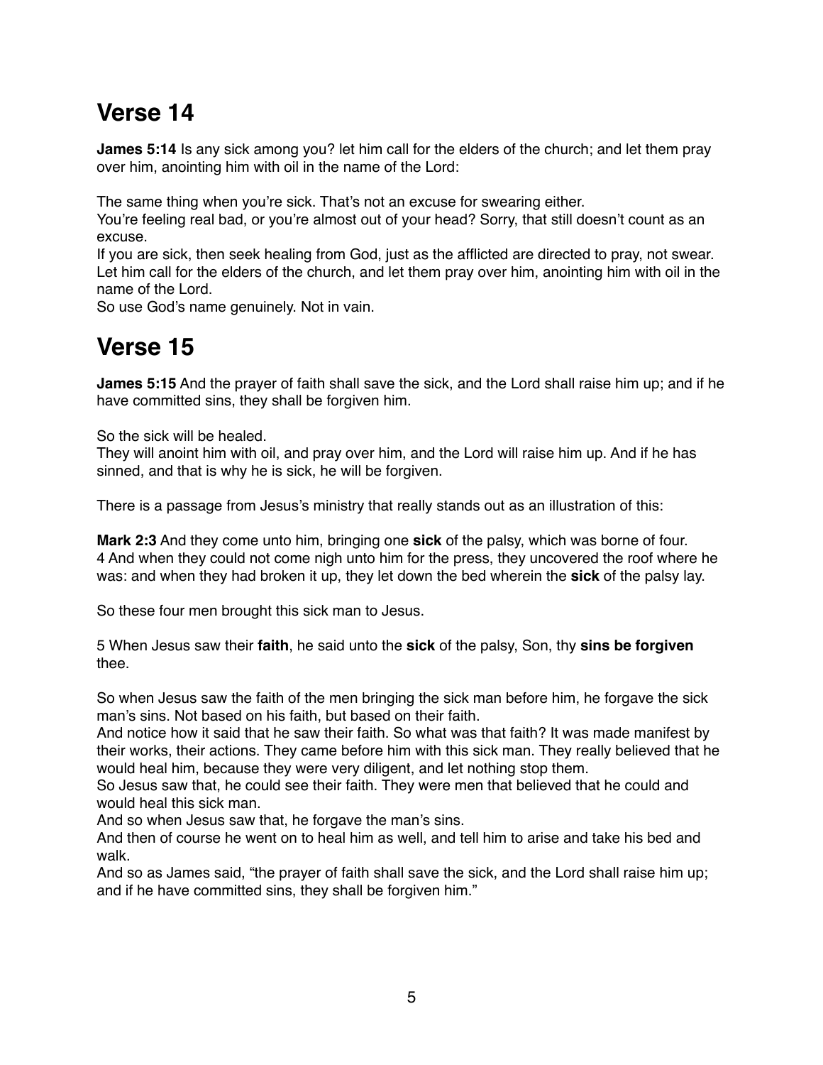# Verse 14

**James 5:14** Is any sick among you? let him call for the elders of the church; and let them pray over him, anointing him with oil in the name of the Lord:

The same thing when you're sick. That's not an excuse for swearing either.
You're feeling real bad, or you're almost out of your head? Sorry, that still doesn't count as an excuse.
If you are sick, then seek healing from God, just as the afflicted are directed to pray, not swear.
Let him call for the elders of the church, and let them pray over him, anointing him with oil in the name of the Lord.
So use God's name genuinely. Not in vain.

# Verse 15

**James 5:15** And the prayer of faith shall save the sick, and the Lord shall raise him up; and if he have committed sins, they shall be forgiven him.

So the sick will be healed.
They will anoint him with oil, and pray over him, and the Lord will raise him up. And if he has sinned, and that is why he is sick, he will be forgiven.

There is a passage from Jesus's ministry that really stands out as an illustration of this:

**Mark 2:3** And they come unto him, bringing one **sick** of the palsy, which was borne of four.
4 And when they could not come nigh unto him for the press, they uncovered the roof where he was: and when they had broken it up, they let down the bed wherein the **sick** of the palsy lay.

So these four men brought this sick man to Jesus.

5 When Jesus saw their **faith**, he said unto the **sick** of the palsy, Son, thy **sins be forgiven** thee.

So when Jesus saw the faith of the men bringing the sick man before him, he forgave the sick man's sins. Not based on his faith, but based on their faith.
And notice how it said that he saw their faith. So what was that faith? It was made manifest by their works, their actions. They came before him with this sick man. They really believed that he would heal him, because they were very diligent, and let nothing stop them.
So Jesus saw that, he could see their faith. They were men that believed that he could and would heal this sick man.
And so when Jesus saw that, he forgave the man's sins.
And then of course he went on to heal him as well, and tell him to arise and take his bed and walk.
And so as James said, "the prayer of faith shall save the sick, and the Lord shall raise him up; and if he have committed sins, they shall be forgiven him."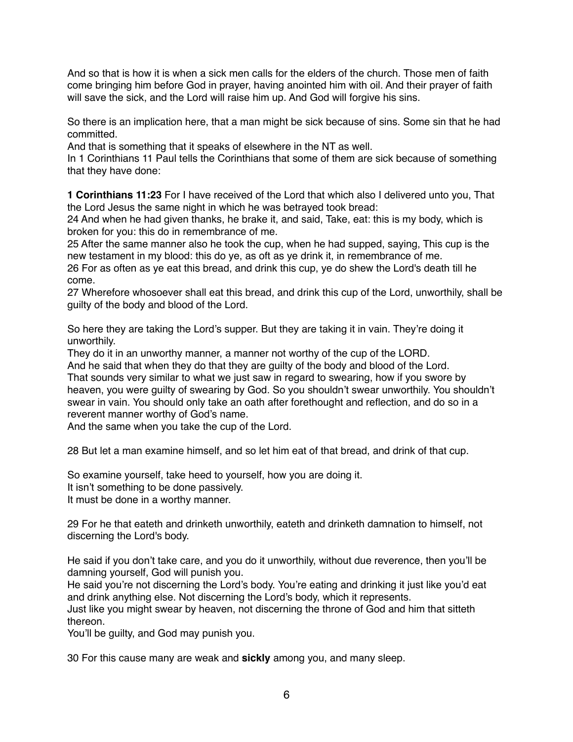And so that is how it is when a sick men calls for the elders of the church. Those men of faith come bringing him before God in prayer, having anointed him with oil. And their prayer of faith will save the sick, and the Lord will raise him up. And God will forgive his sins.

So there is an implication here, that a man might be sick because of sins. Some sin that he had committed.
And that is something that it speaks of elsewhere in the NT as well.
In 1 Corinthians 11 Paul tells the Corinthians that some of them are sick because of something that they have done:

**1 Corinthians 11:23** For I have received of the Lord that which also I delivered unto you, That the Lord Jesus the same night in which he was betrayed took bread:
24 And when he had given thanks, he brake it, and said, Take, eat: this is my body, which is broken for you: this do in remembrance of me.
25 After the same manner also he took the cup, when he had supped, saying, This cup is the new testament in my blood: this do ye, as oft as ye drink it, in remembrance of me.
26 For as often as ye eat this bread, and drink this cup, ye do shew the Lord's death till he come.
27 Wherefore whosoever shall eat this bread, and drink this cup of the Lord, unworthily, shall be guilty of the body and blood of the Lord.

So here they are taking the Lord's supper. But they are taking it in vain. They're doing it unworthily.
They do it in an unworthy manner, a manner not worthy of the cup of the LORD.
And he said that when they do that they are guilty of the body and blood of the Lord.
That sounds very similar to what we just saw in regard to swearing, how if you swore by heaven, you were guilty of swearing by God. So you shouldn't swear unworthily. You shouldn't swear in vain. You should only take an oath after forethought and reflection, and do so in a reverent manner worthy of God's name.
And the same when you take the cup of the Lord.

28 But let a man examine himself, and so let him eat of that bread, and drink of that cup.

So examine yourself, take heed to yourself, how you are doing it.
It isn't something to be done passively.
It must be done in a worthy manner.

29 For he that eateth and drinketh unworthily, eateth and drinketh damnation to himself, not discerning the Lord's body.

He said if you don't take care, and you do it unworthily, without due reverence, then you'll be damning yourself, God will punish you.
He said you're not discerning the Lord's body. You're eating and drinking it just like you'd eat and drink anything else. Not discerning the Lord's body, which it represents.
Just like you might swear by heaven, not discerning the throne of God and him that sitteth thereon.
You'll be guilty, and God may punish you.

30 For this cause many are weak and **sickly** among you, and many sleep.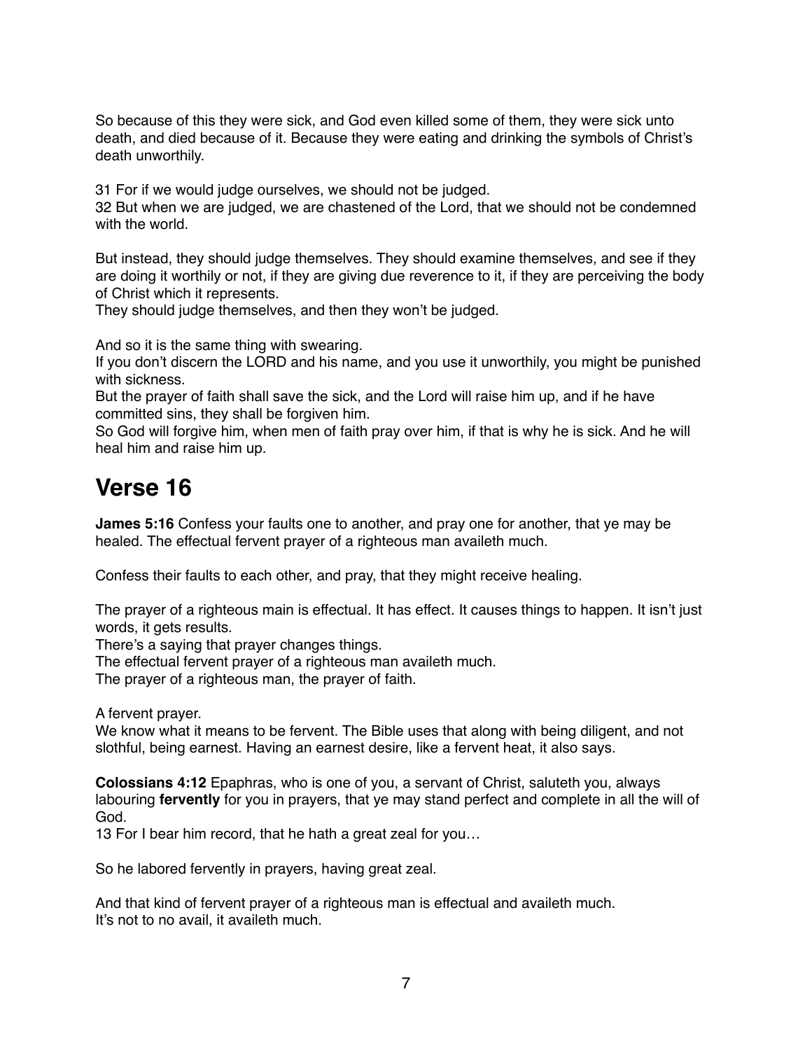So because of this they were sick, and God even killed some of them, they were sick unto death, and died because of it. Because they were eating and drinking the symbols of Christ's death unworthily.

31 For if we would judge ourselves, we should not be judged.
32 But when we are judged, we are chastened of the Lord, that we should not be condemned with the world.

But instead, they should judge themselves. They should examine themselves, and see if they are doing it worthily or not, if they are giving due reverence to it, if they are perceiving the body of Christ which it represents.
They should judge themselves, and then they won't be judged.

And so it is the same thing with swearing.
If you don't discern the LORD and his name, and you use it unworthily, you might be punished with sickness.
But the prayer of faith shall save the sick, and the Lord will raise him up, and if he have committed sins, they shall be forgiven him.
So God will forgive him, when men of faith pray over him, if that is why he is sick. And he will heal him and raise him up.

# Verse 16

**James 5:16** Confess your faults one to another, and pray one for another, that ye may be healed. The effectual fervent prayer of a righteous man availeth much.

Confess their faults to each other, and pray, that they might receive healing.

The prayer of a righteous main is effectual. It has effect. It causes things to happen. It isn't just words, it gets results.
There's a saying that prayer changes things.
The effectual fervent prayer of a righteous man availeth much.
The prayer of a righteous man, the prayer of faith.

A fervent prayer.
We know what it means to be fervent. The Bible uses that along with being diligent, and not slothful, being earnest. Having an earnest desire, like a fervent heat, it also says.

**Colossians 4:12** Epaphras, who is one of you, a servant of Christ, saluteth you, always labouring **fervently** for you in prayers, that ye may stand perfect and complete in all the will of God.
13 For I bear him record, that he hath a great zeal for you…

So he labored fervently in prayers, having great zeal.

And that kind of fervent prayer of a righteous man is effectual and availeth much.
It's not to no avail, it availeth much.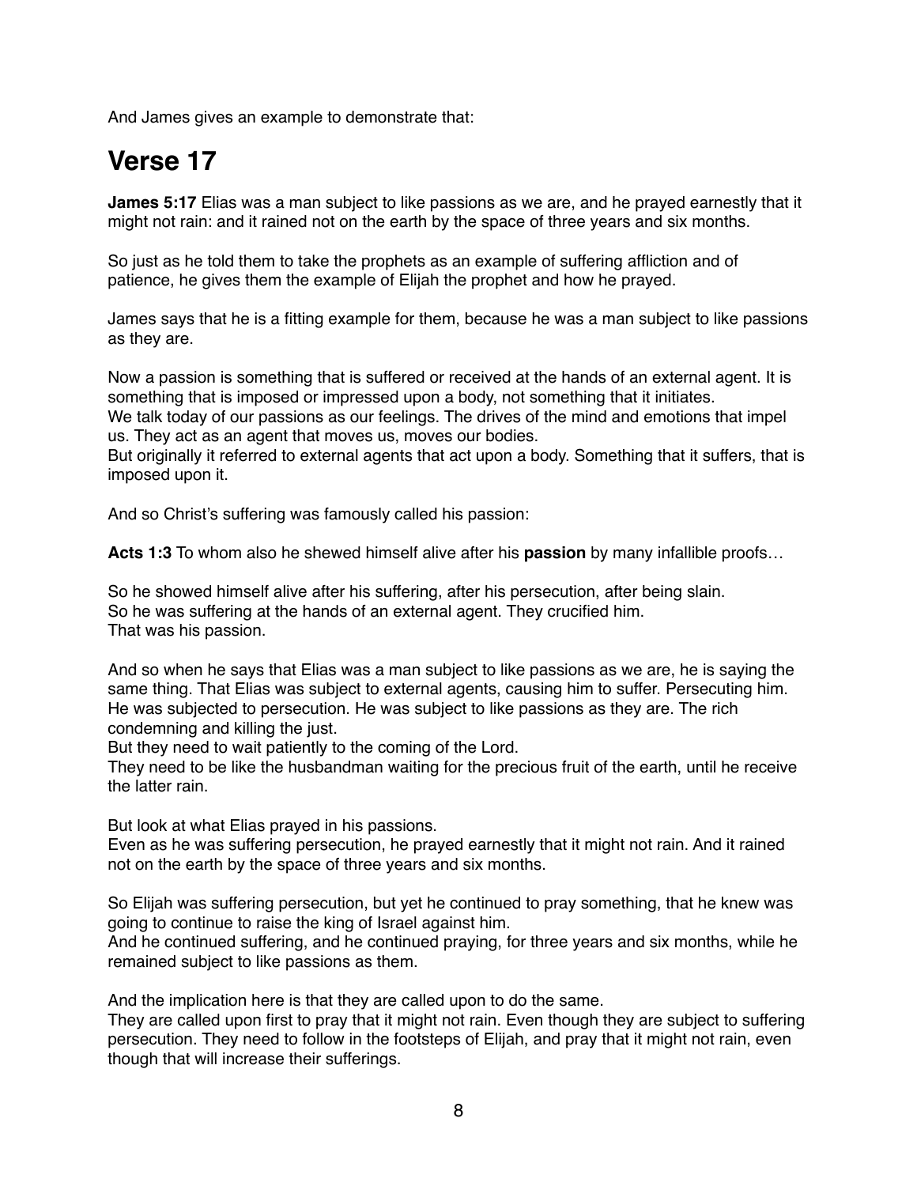And James gives an example to demonstrate that:

# Verse 17

**James 5:17** Elias was a man subject to like passions as we are, and he prayed earnestly that it might not rain: and it rained not on the earth by the space of three years and six months.

So just as he told them to take the prophets as an example of suffering affliction and of patience, he gives them the example of Elijah the prophet and how he prayed.

James says that he is a fitting example for them, because he was a man subject to like passions as they are.

Now a passion is something that is suffered or received at the hands of an external agent. It is something that is imposed or impressed upon a body, not something that it initiates.
We talk today of our passions as our feelings. The drives of the mind and emotions that impel us. They act as an agent that moves us, moves our bodies.
But originally it referred to external agents that act upon a body. Something that it suffers, that is imposed upon it.

And so Christ's suffering was famously called his passion:

**Acts 1:3** To whom also he shewed himself alive after his **passion** by many infallible proofs…

So he showed himself alive after his suffering, after his persecution, after being slain.
So he was suffering at the hands of an external agent. They crucified him.
That was his passion.

And so when he says that Elias was a man subject to like passions as we are, he is saying the same thing. That Elias was subject to external agents, causing him to suffer. Persecuting him. He was subjected to persecution. He was subject to like passions as they are. The rich condemning and killing the just.
But they need to wait patiently to the coming of the Lord.
They need to be like the husbandman waiting for the precious fruit of the earth, until he receive the latter rain.

But look at what Elias prayed in his passions.
Even as he was suffering persecution, he prayed earnestly that it might not rain. And it rained not on the earth by the space of three years and six months.

So Elijah was suffering persecution, but yet he continued to pray something, that he knew was going to continue to raise the king of Israel against him.
And he continued suffering, and he continued praying, for three years and six months, while he remained subject to like passions as them.

And the implication here is that they are called upon to do the same.
They are called upon first to pray that it might not rain. Even though they are subject to suffering persecution. They need to follow in the footsteps of Elijah, and pray that it might not rain, even though that will increase their sufferings.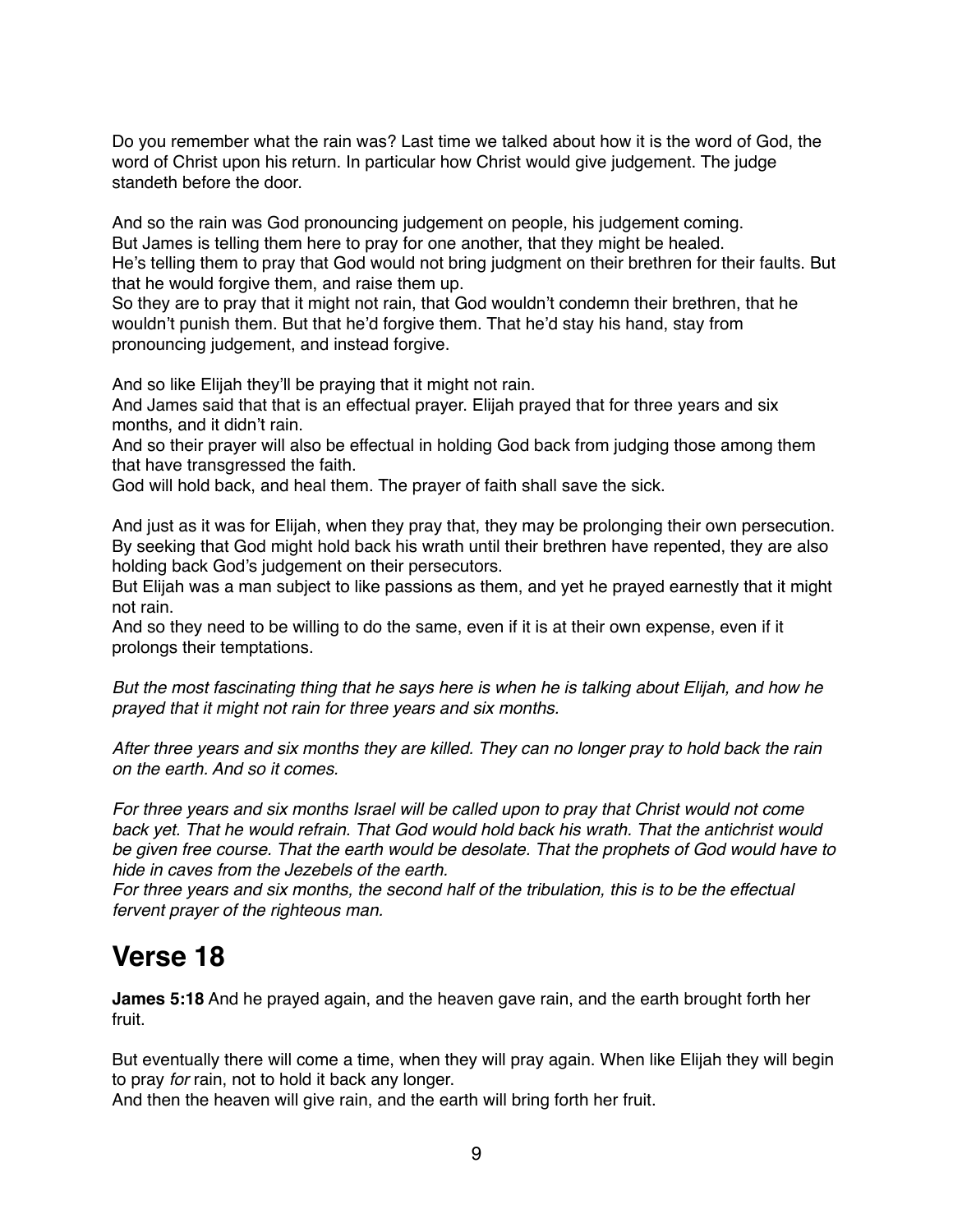Do you remember what the rain was? Last time we talked about how it is the word of God, the word of Christ upon his return. In particular how Christ would give judgement. The judge standeth before the door.

And so the rain was God pronouncing judgement on people, his judgement coming.
But James is telling them here to pray for one another, that they might be healed.
He's telling them to pray that God would not bring judgment on their brethren for their faults. But that he would forgive them, and raise them up.
So they are to pray that it might not rain, that God wouldn't condemn their brethren, that he wouldn't punish them. But that he'd forgive them. That he'd stay his hand, stay from pronouncing judgement, and instead forgive.

And so like Elijah they'll be praying that it might not rain.
And James said that that is an effectual prayer. Elijah prayed that for three years and six months, and it didn't rain.
And so their prayer will also be effectual in holding God back from judging those among them that have transgressed the faith.
God will hold back, and heal them. The prayer of faith shall save the sick.

And just as it was for Elijah, when they pray that, they may be prolonging their own persecution. By seeking that God might hold back his wrath until their brethren have repented, they are also holding back God's judgement on their persecutors.
But Elijah was a man subject to like passions as them, and yet he prayed earnestly that it might not rain.
And so they need to be willing to do the same, even if it is at their own expense, even if it prolongs their temptations.

*But the most fascinating thing that he says here is when he is talking about Elijah, and how he prayed that it might not rain for three years and six months.*

*After three years and six months they are killed. They can no longer pray to hold back the rain on the earth. And so it comes.*

*For three years and six months Israel will be called upon to pray that Christ would not come back yet. That he would refrain. That God would hold back his wrath. That the antichrist would be given free course. That the earth would be desolate. That the prophets of God would have to hide in caves from the Jezebels of the earth.*
*For three years and six months, the second half of the tribulation, this is to be the effectual fervent prayer of the righteous man.*

# Verse 18

**James 5:18** And he prayed again, and the heaven gave rain, and the earth brought forth her fruit.

But eventually there will come a time, when they will pray again. When like Elijah they will begin to pray *for* rain, not to hold it back any longer.
And then the heaven will give rain, and the earth will bring forth her fruit.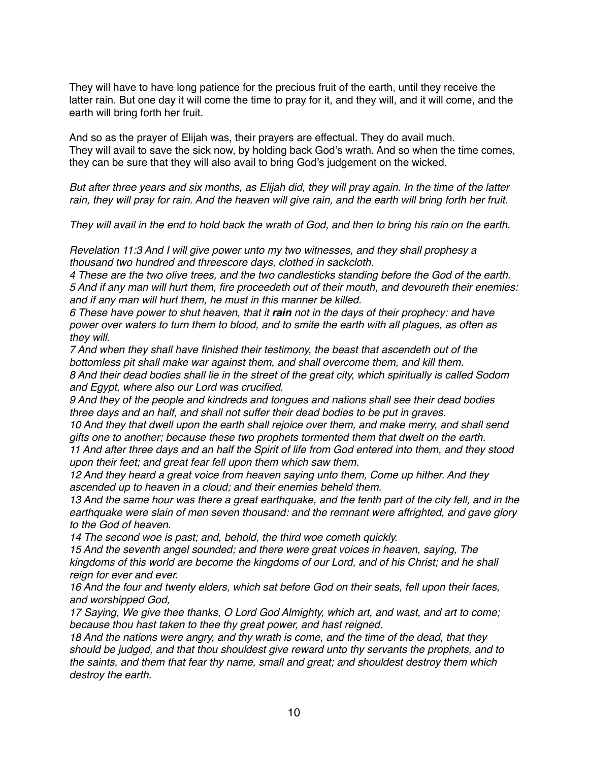They will have to have long patience for the precious fruit of the earth, until they receive the latter rain. But one day it will come the time to pray for it, and they will, and it will come, and the earth will bring forth her fruit.

And so as the prayer of Elijah was, their prayers are effectual. They do avail much.
They will avail to save the sick now, by holding back God's wrath. And so when the time comes, they can be sure that they will also avail to bring God's judgement on the wicked.

*But after three years and six months, as Elijah did, they will pray again. In the time of the latter rain, they will pray for rain. And the heaven will give rain, and the earth will bring forth her fruit.*

*They will avail in the end to hold back the wrath of God, and then to bring his rain on the earth.*

*Revelation 11:3 And I will give power unto my two witnesses, and they shall prophesy a thousand two hundred and threescore days, clothed in sackcloth.*
*4 These are the two olive trees, and the two candlesticks standing before the God of the earth.*
*5 And if any man will hurt them, fire proceedeth out of their mouth, and devoureth their enemies: and if any man will hurt them, he must in this manner be killed.*
*6 These have power to shut heaven, that it* ***rain*** *not in the days of their prophecy: and have power over waters to turn them to blood, and to smite the earth with all plagues, as often as they will.*
*7 And when they shall have finished their testimony, the beast that ascendeth out of the bottomless pit shall make war against them, and shall overcome them, and kill them.*
*8 And their dead bodies shall lie in the street of the great city, which spiritually is called Sodom and Egypt, where also our Lord was crucified.*
*9 And they of the people and kindreds and tongues and nations shall see their dead bodies three days and an half, and shall not suffer their dead bodies to be put in graves.*
*10 And they that dwell upon the earth shall rejoice over them, and make merry, and shall send gifts one to another; because these two prophets tormented them that dwelt on the earth.*
*11 And after three days and an half the Spirit of life from God entered into them, and they stood upon their feet; and great fear fell upon them which saw them.*
*12 And they heard a great voice from heaven saying unto them, Come up hither. And they ascended up to heaven in a cloud; and their enemies beheld them.*
*13 And the same hour was there a great earthquake, and the tenth part of the city fell, and in the earthquake were slain of men seven thousand: and the remnant were affrighted, and gave glory to the God of heaven.*
*14 The second woe is past; and, behold, the third woe cometh quickly.*
*15 And the seventh angel sounded; and there were great voices in heaven, saying, The kingdoms of this world are become the kingdoms of our Lord, and of his Christ; and he shall reign for ever and ever.*
*16 And the four and twenty elders, which sat before God on their seats, fell upon their faces, and worshipped God,*
*17 Saying, We give thee thanks, O Lord God Almighty, which art, and wast, and art to come; because thou hast taken to thee thy great power, and hast reigned.*
*18 And the nations were angry, and thy wrath is come, and the time of the dead, that they should be judged, and that thou shouldest give reward unto thy servants the prophets, and to the saints, and them that fear thy name, small and great; and shouldest destroy them which destroy the earth.*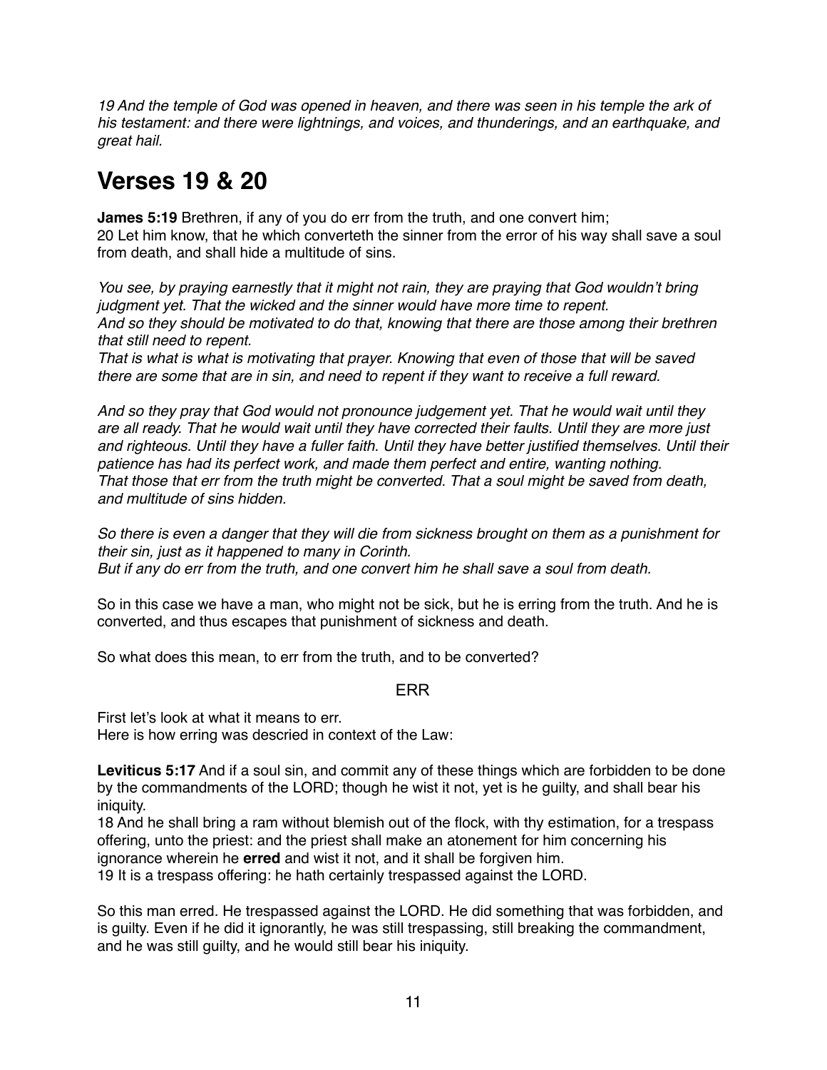*19 And the temple of God was opened in heaven, and there was seen in his temple the ark of his testament: and there were lightnings, and voices, and thunderings, and an earthquake, and great hail.*

# Verses 19 & 20

**James 5:19** Brethren, if any of you do err from the truth, and one convert him;
20 Let him know, that he which converteth the sinner from the error of his way shall save a soul from death, and shall hide a multitude of sins.

*You see, by praying earnestly that it might not rain, they are praying that God wouldn't bring judgment yet. That the wicked and the sinner would have more time to repent.*
*And so they should be motivated to do that, knowing that there are those among their brethren that still need to repent.*
*That is what is what is motivating that prayer. Knowing that even of those that will be saved there are some that are in sin, and need to repent if they want to receive a full reward.*

*And so they pray that God would not pronounce judgement yet. That he would wait until they are all ready. That he would wait until they have corrected their faults. Until they are more just and righteous. Until they have a fuller faith. Until they have better justified themselves. Until their patience has had its perfect work, and made them perfect and entire, wanting nothing.*
*That those that err from the truth might be converted. That a soul might be saved from death, and multitude of sins hidden.*

*So there is even a danger that they will die from sickness brought on them as a punishment for their sin, just as it happened to many in Corinth.*
*But if any do err from the truth, and one convert him he shall save a soul from death.*

So in this case we have a man, who might not be sick, but he is erring from the truth. And he is converted, and thus escapes that punishment of sickness and death.

So what does this mean, to err from the truth, and to be converted?

ERR

First let's look at what it means to err.
Here is how erring was descried in context of the Law:

**Leviticus 5:17** And if a soul sin, and commit any of these things which are forbidden to be done by the commandments of the LORD; though he wist it not, yet is he guilty, and shall bear his iniquity.
18 And he shall bring a ram without blemish out of the flock, with thy estimation, for a trespass offering, unto the priest: and the priest shall make an atonement for him concerning his ignorance wherein he **erred** and wist it not, and it shall be forgiven him.
19 It is a trespass offering: he hath certainly trespassed against the LORD.

So this man erred. He trespassed against the LORD. He did something that was forbidden, and is guilty. Even if he did it ignorantly, he was still trespassing, still breaking the commandment, and he was still guilty, and he would still bear his iniquity.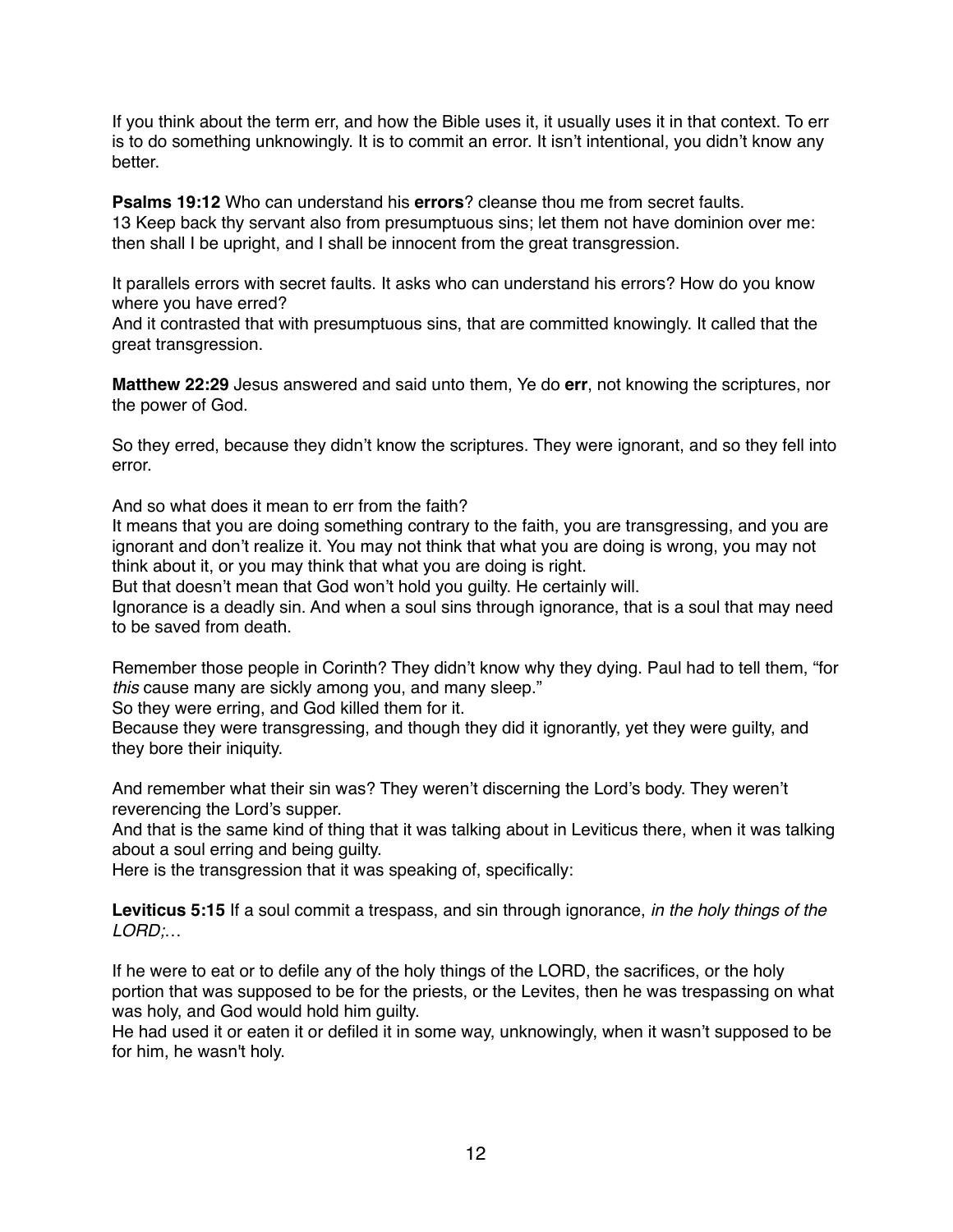If you think about the term err, and how the Bible uses it, it usually uses it in that context. To err is to do something unknowingly. It is to commit an error. It isn't intentional, you didn't know any better.

**Psalms 19:12** Who can understand his **errors**? cleanse thou me from secret faults.
13 Keep back thy servant also from presumptuous sins; let them not have dominion over me: then shall I be upright, and I shall be innocent from the great transgression.

It parallels errors with secret faults. It asks who can understand his errors? How do you know where you have erred?
And it contrasted that with presumptuous sins, that are committed knowingly. It called that the great transgression.

**Matthew 22:29** Jesus answered and said unto them, Ye do **err**, not knowing the scriptures, nor the power of God.

So they erred, because they didn't know the scriptures. They were ignorant, and so they fell into error.

And so what does it mean to err from the faith?
It means that you are doing something contrary to the faith, you are transgressing, and you are ignorant and don't realize it. You may not think that what you are doing is wrong, you may not think about it, or you may think that what you are doing is right.
But that doesn't mean that God won't hold you guilty. He certainly will.
Ignorance is a deadly sin. And when a soul sins through ignorance, that is a soul that may need to be saved from death.

Remember those people in Corinth? They didn't know why they dying. Paul had to tell them, "for *this* cause many are sickly among you, and many sleep."
So they were erring, and God killed them for it.
Because they were transgressing, and though they did it ignorantly, yet they were guilty, and they bore their iniquity.

And remember what their sin was? They weren't discerning the Lord's body. They weren't reverencing the Lord's supper.
And that is the same kind of thing that it was talking about in Leviticus there, when it was talking about a soul erring and being guilty.
Here is the transgression that it was speaking of, specifically:

**Leviticus 5:15** If a soul commit a trespass, and sin through ignorance, *in the holy things of the LORD;*…

If he were to eat or to defile any of the holy things of the LORD, the sacrifices, or the holy portion that was supposed to be for the priests, or the Levites, then he was trespassing on what was holy, and God would hold him guilty.
He had used it or eaten it or defiled it in some way, unknowingly, when it wasn't supposed to be for him, he wasn't holy.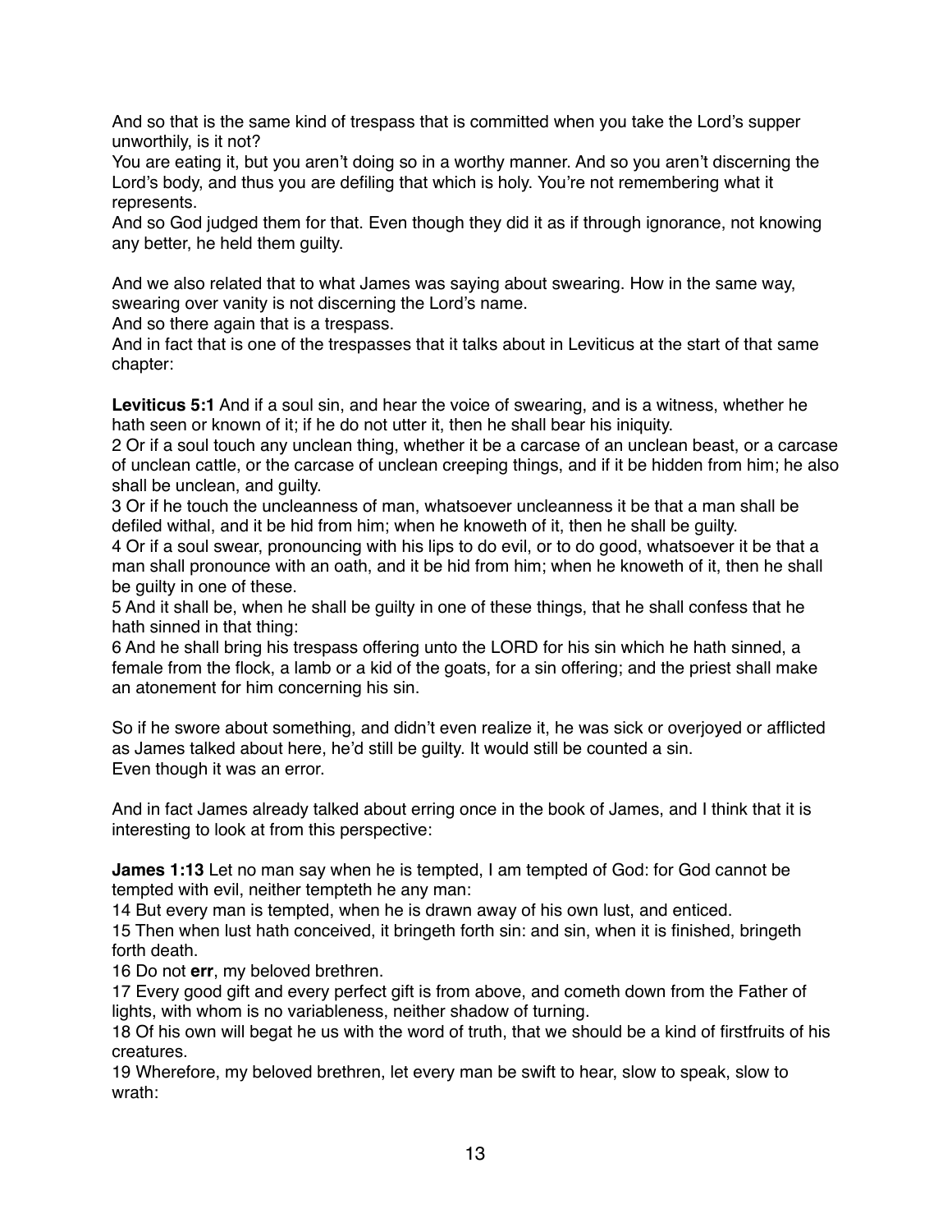And so that is the same kind of trespass that is committed when you take the Lord's supper unworthily, is it not?
You are eating it, but you aren't doing so in a worthy manner. And so you aren't discerning the Lord's body, and thus you are defiling that which is holy. You're not remembering what it represents.
And so God judged them for that. Even though they did it as if through ignorance, not knowing any better, he held them guilty.

And we also related that to what James was saying about swearing. How in the same way, swearing over vanity is not discerning the Lord's name.
And so there again that is a trespass.
And in fact that is one of the trespasses that it talks about in Leviticus at the start of that same chapter:

**Leviticus 5:1** And if a soul sin, and hear the voice of swearing, and is a witness, whether he hath seen or known of it; if he do not utter it, then he shall bear his iniquity.
2 Or if a soul touch any unclean thing, whether it be a carcase of an unclean beast, or a carcase of unclean cattle, or the carcase of unclean creeping things, and if it be hidden from him; he also shall be unclean, and guilty.
3 Or if he touch the uncleanness of man, whatsoever uncleanness it be that a man shall be defiled withal, and it be hid from him; when he knoweth of it, then he shall be guilty.
4 Or if a soul swear, pronouncing with his lips to do evil, or to do good, whatsoever it be that a man shall pronounce with an oath, and it be hid from him; when he knoweth of it, then he shall be guilty in one of these.
5 And it shall be, when he shall be guilty in one of these things, that he shall confess that he hath sinned in that thing:
6 And he shall bring his trespass offering unto the LORD for his sin which he hath sinned, a female from the flock, a lamb or a kid of the goats, for a sin offering; and the priest shall make an atonement for him concerning his sin.

So if he swore about something, and didn't even realize it, he was sick or overjoyed or afflicted as James talked about here, he'd still be guilty. It would still be counted a sin.
Even though it was an error.

And in fact James already talked about erring once in the book of James, and I think that it is interesting to look at from this perspective:

**James 1:13** Let no man say when he is tempted, I am tempted of God: for God cannot be tempted with evil, neither tempteth he any man:
14 But every man is tempted, when he is drawn away of his own lust, and enticed.
15 Then when lust hath conceived, it bringeth forth sin: and sin, when it is finished, bringeth forth death.
16 Do not **err**, my beloved brethren.
17 Every good gift and every perfect gift is from above, and cometh down from the Father of lights, with whom is no variableness, neither shadow of turning.
18 Of his own will begat he us with the word of truth, that we should be a kind of firstfruits of his creatures.
19 Wherefore, my beloved brethren, let every man be swift to hear, slow to speak, slow to wrath: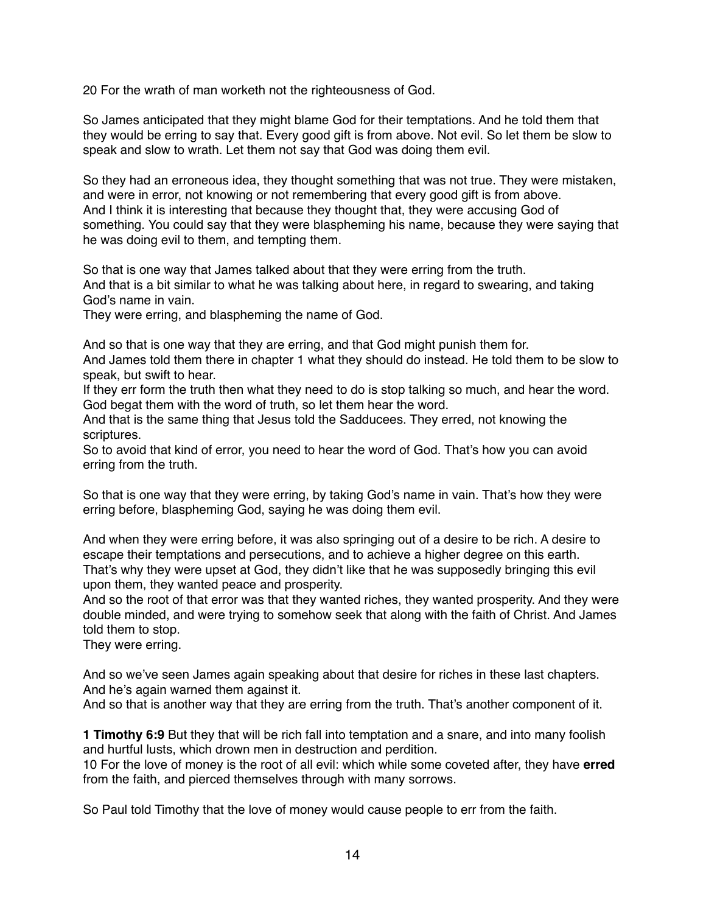20 For the wrath of man worketh not the righteousness of God.

So James anticipated that they might blame God for their temptations. And he told them that they would be erring to say that. Every good gift is from above. Not evil. So let them be slow to speak and slow to wrath. Let them not say that God was doing them evil.

So they had an erroneous idea, they thought something that was not true. They were mistaken, and were in error, not knowing or not remembering that every good gift is from above.
And I think it is interesting that because they thought that, they were accusing God of something. You could say that they were blaspheming his name, because they were saying that he was doing evil to them, and tempting them.

So that is one way that James talked about that they were erring from the truth.
And that is a bit similar to what he was talking about here, in regard to swearing, and taking God's name in vain.
They were erring, and blaspheming the name of God.

And so that is one way that they are erring, and that God might punish them for.
And James told them there in chapter 1 what they should do instead. He told them to be slow to speak, but swift to hear.
If they err form the truth then what they need to do is stop talking so much, and hear the word. God begat them with the word of truth, so let them hear the word.
And that is the same thing that Jesus told the Sadducees. They erred, not knowing the scriptures.
So to avoid that kind of error, you need to hear the word of God. That's how you can avoid erring from the truth.

So that is one way that they were erring, by taking God's name in vain. That's how they were erring before, blaspheming God, saying he was doing them evil.

And when they were erring before, it was also springing out of a desire to be rich. A desire to escape their temptations and persecutions, and to achieve a higher degree on this earth.
That's why they were upset at God, they didn't like that he was supposedly bringing this evil upon them, they wanted peace and prosperity.
And so the root of that error was that they wanted riches, they wanted prosperity. And they were double minded, and were trying to somehow seek that along with the faith of Christ. And James told them to stop.
They were erring.

And so we've seen James again speaking about that desire for riches in these last chapters.
And he's again warned them against it.
And so that is another way that they are erring from the truth. That's another component of it.

**1 Timothy 6:9** But they that will be rich fall into temptation and a snare, and into many foolish and hurtful lusts, which drown men in destruction and perdition.
10 For the love of money is the root of all evil: which while some coveted after, they have **erred** from the faith, and pierced themselves through with many sorrows.

So Paul told Timothy that the love of money would cause people to err from the faith.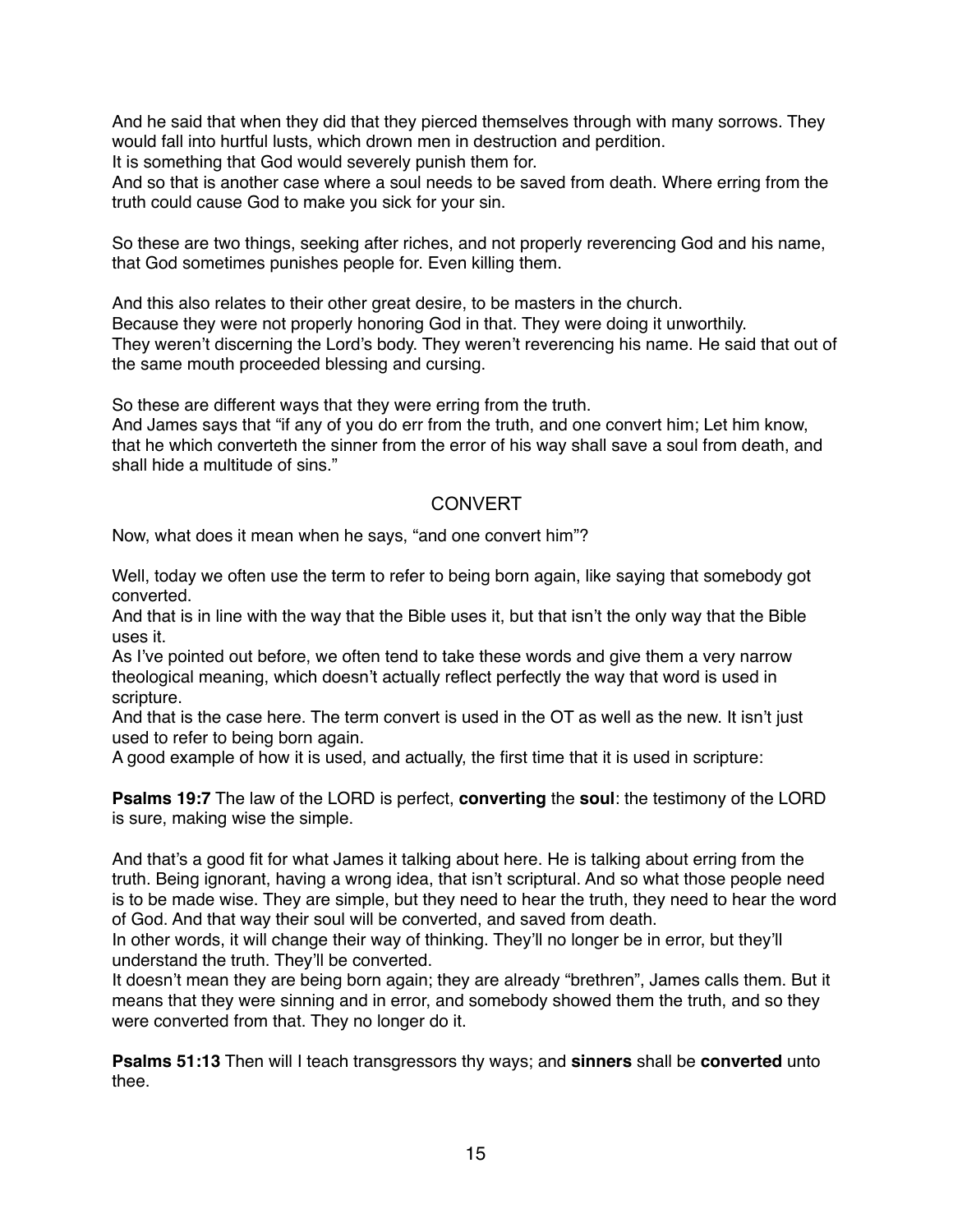And he said that when they did that they pierced themselves through with many sorrows. They would fall into hurtful lusts, which drown men in destruction and perdition.
It is something that God would severely punish them for.
And so that is another case where a soul needs to be saved from death. Where erring from the truth could cause God to make you sick for your sin.

So these are two things, seeking after riches, and not properly reverencing God and his name, that God sometimes punishes people for. Even killing them.

And this also relates to their other great desire, to be masters in the church.
Because they were not properly honoring God in that. They were doing it unworthily.
They weren't discerning the Lord's body. They weren't reverencing his name. He said that out of the same mouth proceeded blessing and cursing.

So these are different ways that they were erring from the truth.
And James says that "if any of you do err from the truth, and one convert him; Let him know, that he which converteth the sinner from the error of his way shall save a soul from death, and shall hide a multitude of sins."

## CONVERT

Now, what does it mean when he says, "and one convert him"?

Well, today we often use the term to refer to being born again, like saying that somebody got converted.
And that is in line with the way that the Bible uses it, but that isn't the only way that the Bible uses it.
As I've pointed out before, we often tend to take these words and give them a very narrow theological meaning, which doesn't actually reflect perfectly the way that word is used in scripture.
And that is the case here. The term convert is used in the OT as well as the new. It isn't just used to refer to being born again.
A good example of how it is used, and actually, the first time that it is used in scripture:

**Psalms 19:7** The law of the LORD is perfect, **converting** the **soul**: the testimony of the LORD is sure, making wise the simple.

And that's a good fit for what James it talking about here. He is talking about erring from the truth. Being ignorant, having a wrong idea, that isn't scriptural. And so what those people need is to be made wise. They are simple, but they need to hear the truth, they need to hear the word of God. And that way their soul will be converted, and saved from death.
In other words, it will change their way of thinking. They'll no longer be in error, but they'll understand the truth. They'll be converted.
It doesn't mean they are being born again; they are already "brethren", James calls them. But it means that they were sinning and in error, and somebody showed them the truth, and so they were converted from that. They no longer do it.

**Psalms 51:13** Then will I teach transgressors thy ways; and **sinners** shall be **converted** unto thee.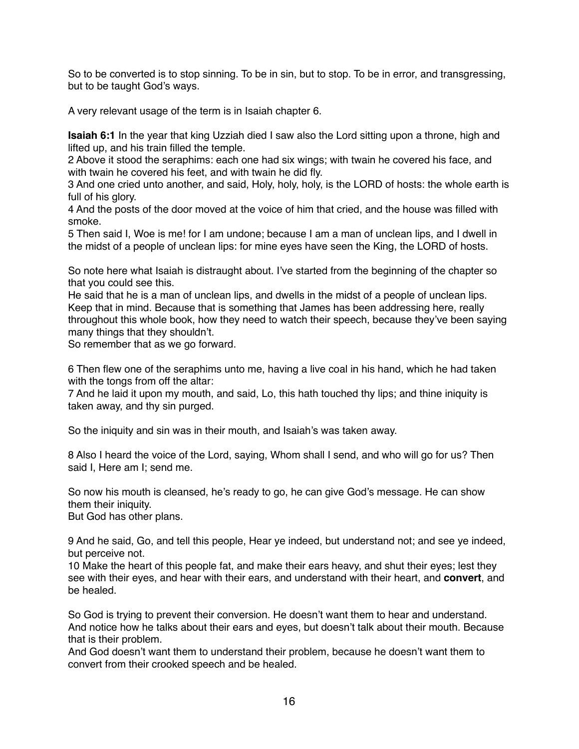So to be converted is to stop sinning. To be in sin, but to stop. To be in error, and transgressing, but to be taught God's ways.

A very relevant usage of the term is in Isaiah chapter 6.

**Isaiah 6:1** In the year that king Uzziah died I saw also the Lord sitting upon a throne, high and lifted up, and his train filled the temple.
2 Above it stood the seraphims: each one had six wings; with twain he covered his face, and with twain he covered his feet, and with twain he did fly.
3 And one cried unto another, and said, Holy, holy, holy, is the LORD of hosts: the whole earth is full of his glory.
4 And the posts of the door moved at the voice of him that cried, and the house was filled with smoke.
5 Then said I, Woe is me! for I am undone; because I am a man of unclean lips, and I dwell in the midst of a people of unclean lips: for mine eyes have seen the King, the LORD of hosts.

So note here what Isaiah is distraught about. I've started from the beginning of the chapter so that you could see this.
He said that he is a man of unclean lips, and dwells in the midst of a people of unclean lips. Keep that in mind. Because that is something that James has been addressing here, really throughout this whole book, how they need to watch their speech, because they've been saying many things that they shouldn't.
So remember that as we go forward.

6 Then flew one of the seraphims unto me, having a live coal in his hand, which he had taken with the tongs from off the altar:
7 And he laid it upon my mouth, and said, Lo, this hath touched thy lips; and thine iniquity is taken away, and thy sin purged.

So the iniquity and sin was in their mouth, and Isaiah's was taken away.

8 Also I heard the voice of the Lord, saying, Whom shall I send, and who will go for us? Then said I, Here am I; send me.

So now his mouth is cleansed, he's ready to go, he can give God's message. He can show them their iniquity.
But God has other plans.

9 And he said, Go, and tell this people, Hear ye indeed, but understand not; and see ye indeed, but perceive not.
10 Make the heart of this people fat, and make their ears heavy, and shut their eyes; lest they see with their eyes, and hear with their ears, and understand with their heart, and **convert**, and be healed.

So God is trying to prevent their conversion. He doesn't want them to hear and understand. And notice how he talks about their ears and eyes, but doesn't talk about their mouth. Because that is their problem.
And God doesn't want them to understand their problem, because he doesn't want them to convert from their crooked speech and be healed.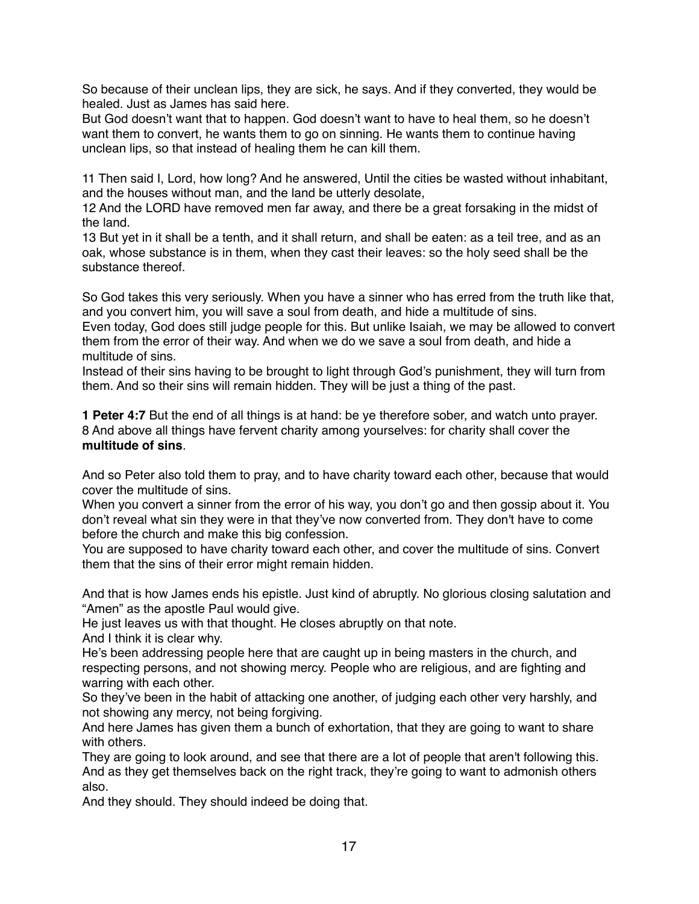So because of their unclean lips, they are sick, he says. And if they converted, they would be healed. Just as James has said here.
But God doesn't want that to happen. God doesn't want to have to heal them, so he doesn't want them to convert, he wants them to go on sinning. He wants them to continue having unclean lips, so that instead of healing them he can kill them.

11 Then said I, Lord, how long? And he answered, Until the cities be wasted without inhabitant, and the houses without man, and the land be utterly desolate,
12 And the LORD have removed men far away, and there be a great forsaking in the midst of the land.
13 But yet in it shall be a tenth, and it shall return, and shall be eaten: as a teil tree, and as an oak, whose substance is in them, when they cast their leaves: so the holy seed shall be the substance thereof.

So God takes this very seriously. When you have a sinner who has erred from the truth like that, and you convert him, you will save a soul from death, and hide a multitude of sins.
Even today, God does still judge people for this. But unlike Isaiah, we may be allowed to convert them from the error of their way. And when we do we save a soul from death, and hide a multitude of sins.
Instead of their sins having to be brought to light through God's punishment, they will turn from them. And so their sins will remain hidden. They will be just a thing of the past.

**1 Peter 4:7** But the end of all things is at hand: be ye therefore sober, and watch unto prayer.
8 And above all things have fervent charity among yourselves: for charity shall cover the **multitude of sins**.

And so Peter also told them to pray, and to have charity toward each other, because that would cover the multitude of sins.
When you convert a sinner from the error of his way, you don't go and then gossip about it. You don't reveal what sin they were in that they've now converted from. They don't have to come before the church and make this big confession.
You are supposed to have charity toward each other, and cover the multitude of sins. Convert them that the sins of their error might remain hidden.

And that is how James ends his epistle. Just kind of abruptly. No glorious closing salutation and "Amen" as the apostle Paul would give.
He just leaves us with that thought. He closes abruptly on that note.
And I think it is clear why.
He's been addressing people here that are caught up in being masters in the church, and respecting persons, and not showing mercy. People who are religious, and are fighting and warring with each other.
So they've been in the habit of attacking one another, of judging each other very harshly, and not showing any mercy, not being forgiving.
And here James has given them a bunch of exhortation, that they are going to want to share with others.
They are going to look around, and see that there are a lot of people that aren't following this. And as they get themselves back on the right track, they're going to want to admonish others also.
And they should. They should indeed be doing that.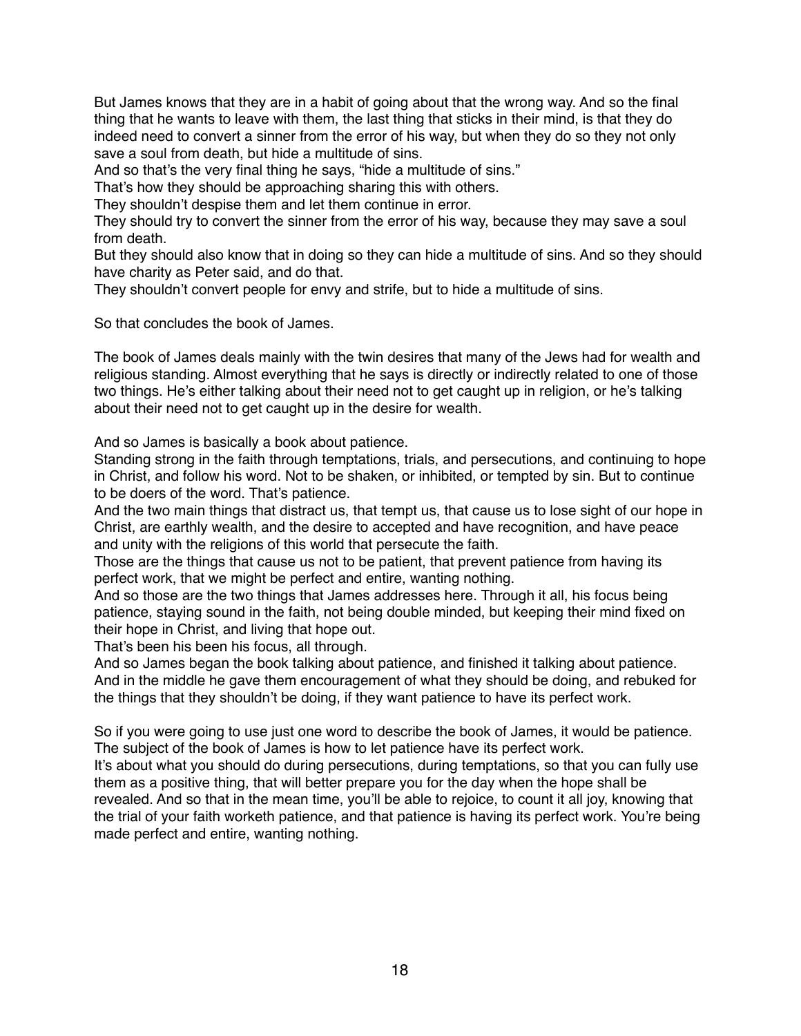But James knows that they are in a habit of going about that the wrong way. And so the final thing that he wants to leave with them, the last thing that sticks in their mind, is that they do indeed need to convert a sinner from the error of his way, but when they do so they not only save a soul from death, but hide a multitude of sins.

And so that's the very final thing he says, "hide a multitude of sins."

That's how they should be approaching sharing this with others.

They shouldn't despise them and let them continue in error.

They should try to convert the sinner from the error of his way, because they may save a soul from death.

But they should also know that in doing so they can hide a multitude of sins. And so they should have charity as Peter said, and do that.

They shouldn't convert people for envy and strife, but to hide a multitude of sins.

So that concludes the book of James.

The book of James deals mainly with the twin desires that many of the Jews had for wealth and religious standing. Almost everything that he says is directly or indirectly related to one of those two things. He's either talking about their need not to get caught up in religion, or he's talking about their need not to get caught up in the desire for wealth.

And so James is basically a book about patience.

Standing strong in the faith through temptations, trials, and persecutions, and continuing to hope in Christ, and follow his word. Not to be shaken, or inhibited, or tempted by sin. But to continue to be doers of the word. That's patience.

And the two main things that distract us, that tempt us, that cause us to lose sight of our hope in Christ, are earthly wealth, and the desire to accepted and have recognition, and have peace and unity with the religions of this world that persecute the faith.

Those are the things that cause us not to be patient, that prevent patience from having its perfect work, that we might be perfect and entire, wanting nothing.

And so those are the two things that James addresses here. Through it all, his focus being patience, staying sound in the faith, not being double minded, but keeping their mind fixed on their hope in Christ, and living that hope out.

That's been his been his focus, all through.

And so James began the book talking about patience, and finished it talking about patience. And in the middle he gave them encouragement of what they should be doing, and rebuked for the things that they shouldn't be doing, if they want patience to have its perfect work.

So if you were going to use just one word to describe the book of James, it would be patience. The subject of the book of James is how to let patience have its perfect work.

It's about what you should do during persecutions, during temptations, so that you can fully use them as a positive thing, that will better prepare you for the day when the hope shall be revealed. And so that in the mean time, you'll be able to rejoice, to count it all joy, knowing that the trial of your faith worketh patience, and that patience is having its perfect work. You're being made perfect and entire, wanting nothing.